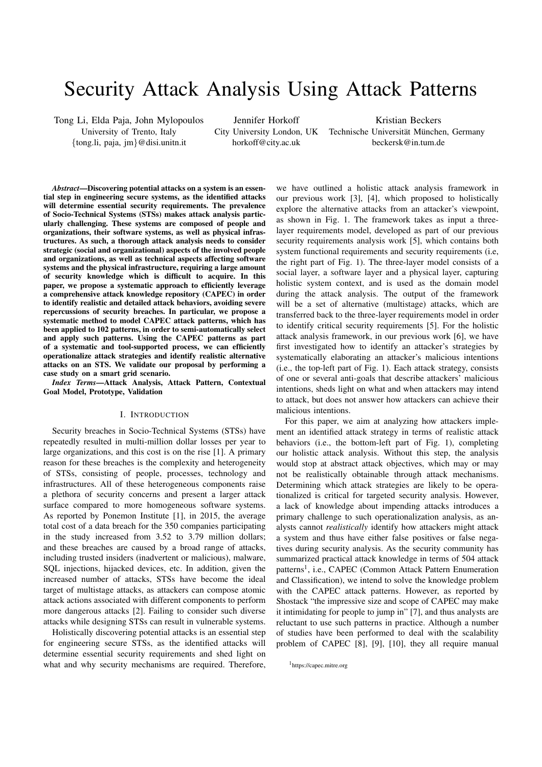# Security Attack Analysis Using Attack Patterns

Tong Li, Elda Paja, John Mylopoulos
University of Trento, Italy
{tong.li, paja, jm}@disi.unitn.it

Jennifer Horkoff
City University London, UK
horkoff@city.ac.uk

Kristian Beckers
Technische Universität München, Germany
beckersk@in.tum.de

***Abstract*—Discovering potential attacks on a system is an essential step in engineering secure systems, as the identified attacks will determine essential security requirements. The prevalence of Socio-Technical Systems (STSs) makes attack analysis particularly challenging. These systems are composed of people and organizations, their software systems, as well as physical infrastructures. As such, a thorough attack analysis needs to consider strategic (social and organizational) aspects of the involved people and organizations, as well as technical aspects affecting software systems and the physical infrastructure, requiring a large amount of security knowledge which is difficult to acquire. In this paper, we propose a systematic approach to efficiently leverage a comprehensive attack knowledge repository (CAPEC) in order to identify realistic and detailed attack behaviors, avoiding severe repercussions of security breaches. In particular, we propose a systematic method to model CAPEC attack patterns, which has been applied to 102 patterns, in order to semi-automatically select and apply such patterns. Using the CAPEC patterns as part of a systematic and tool-supported process, we can efficiently operationalize attack strategies and identify realistic alternative attacks on an STS. We validate our proposal by performing a case study on a smart grid scenario.**

***Index Terms*—Attack Analysis, Attack Pattern, Contextual Goal Model, Prototype, Validation**

## I. Introduction

Security breaches in Socio-Technical Systems (STSs) have repeatedly resulted in multi-million dollar losses per year to large organizations, and this cost is on the rise [1]. A primary reason for these breaches is the complexity and heterogeneity of STSs, consisting of people, processes, technology and infrastructures. All of these heterogeneous components raise a plethora of security concerns and present a larger attack surface compared to more homogeneous software systems. As reported by Ponemon Institute [1], in 2015, the average total cost of a data breach for the 350 companies participating in the study increased from 3.52 to 3.79 million dollars; and these breaches are caused by a broad range of attacks, including trusted insiders (inadvertent or malicious), malware, SQL injections, hijacked devices, etc. In addition, given the increased number of attacks, STSs have become the ideal target of multistage attacks, as attackers can compose atomic attack actions associated with different components to perform more dangerous attacks [2]. Failing to consider such diverse attacks while designing STSs can result in vulnerable systems.

Holistically discovering potential attacks is an essential step for engineering secure STSs, as the identified attacks will determine essential security requirements and shed light on what and why security mechanisms are required. Therefore, we have outlined a holistic attack analysis framework in our previous work [3], [4], which proposed to holistically explore the alternative attacks from an attacker's viewpoint, as shown in Fig. 1. The framework takes as input a three-layer requirements model, developed as part of our previous security requirements analysis work [5], which contains both system functional requirements and security requirements (i.e, the right part of Fig. 1). The three-layer model consists of a social layer, a software layer and a physical layer, capturing holistic system context, and is used as the domain model during the attack analysis. The output of the framework will be a set of alternative (multistage) attacks, which are transferred back to the three-layer requirements model in order to identify critical security requirements [5]. For the holistic attack analysis framework, in our previous work [6], we have first investigated how to identify an attacker's strategies by systematically elaborating an attacker's malicious intentions (i.e., the top-left part of Fig. 1). Each attack strategy, consists of one or several anti-goals that describe attackers' malicious intentions, sheds light on what and when attackers may intend to attack, but does not answer how attackers can achieve their malicious intentions.

For this paper, we aim at analyzing how attackers implement an identified attack strategy in terms of realistic attack behaviors (i.e., the bottom-left part of Fig. 1), completing our holistic attack analysis. Without this step, the analysis would stop at abstract attack objectives, which may or may not be realistically obtainable through attack mechanisms. Determining which attack strategies are likely to be operationalized is critical for targeted security analysis. However, a lack of knowledge about impending attacks introduces a primary challenge to such operationalization analysis, as analysts cannot *realistically* identify how attackers might attack a system and thus have either false positives or false negatives during security analysis. As the security community has summarized practical attack knowledge in terms of 504 attack patterns[1], i.e., CAPEC (Common Attack Pattern Enumeration and Classification), we intend to solve the knowledge problem with the CAPEC attack patterns. However, as reported by Shostack "the impressive size and scope of CAPEC may make it intimidating for people to jump in" [7], and thus analysts are reluctant to use such patterns in practice. Although a number of studies have been performed to deal with the scalability problem of CAPEC [8], [9], [10], they all require manual

[1] https://capec.mitre.org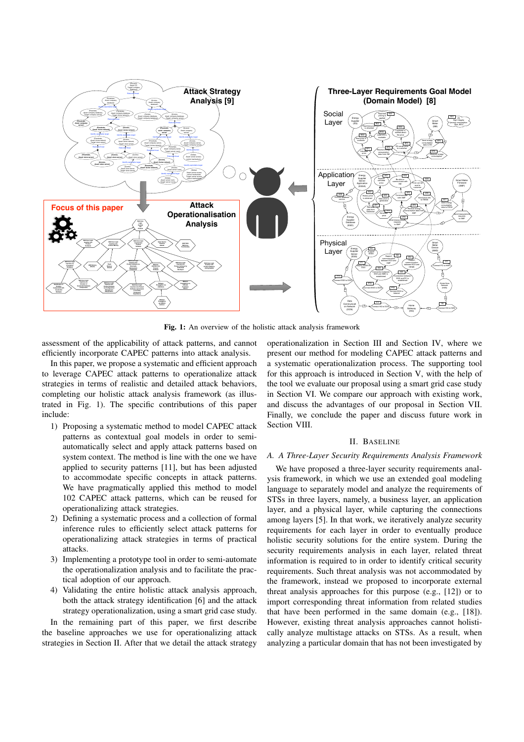**Fig. 1:** An overview of the holistic attack analysis framework

assessment of the applicability of attack patterns, and cannot efficiently incorporate CAPEC patterns into attack analysis.

In this paper, we propose a systematic and efficient approach to leverage CAPEC attack patterns to operationalize attack strategies in terms of realistic and detailed attack behaviors, completing our holistic attack analysis framework (as illustrated in Fig. 1). The specific contributions of this paper include:

1) Proposing a systematic method to model CAPEC attack patterns as contextual goal models in order to semi-automatically select and apply attack patterns based on system context. The method is line with the one we have applied to security patterns [11], but has been adjusted to accommodate specific concepts in attack patterns. We have pragmatically applied this method to model 102 CAPEC attack patterns, which can be reused for operationalizing attack strategies.
2) Defining a systematic process and a collection of formal inference rules to efficiently select attack patterns for operationalizing attack strategies in terms of practical attacks.
3) Implementing a prototype tool in order to semi-automate the operationalization analysis and to facilitate the practical adoption of our approach.
4) Validating the entire holistic attack analysis approach, both the attack strategy identification [6] and the attack strategy operationalization, using a smart grid case study.

In the remaining part of this paper, we first describe the baseline approaches we use for operationalizing attack strategies in Section II. After that we detail the attack strategy operationalization in Section III and Section IV, where we present our method for modeling CAPEC attack patterns and a systematic operationalization process. The supporting tool for this approach is introduced in Section V, with the help of the tool we evaluate our proposal using a smart grid case study in Section VI. We compare our approach with existing work, and discuss the advantages of our proposal in Section VII. Finally, we conclude the paper and discuss future work in Section VIII.

## II. BASELINE

### A. A Three-Layer Security Requirements Analysis Framework

We have proposed a three-layer security requirements analysis framework, in which we use an extended goal modeling language to separately model and analyze the requirements of STSs in three layers, namely, a business layer, an application layer, and a physical layer, while capturing the connections among layers [5]. In that work, we iteratively analyze security requirements for each layer in order to eventually produce holistic security solutions for the entire system. During the security requirements analysis in each layer, related threat information is required to in order to identify critical security requirements. Such threat analysis was not accommodated by the framework, instead we proposed to incorporate external threat analysis approaches for this purpose (e.g., [12]) or to import corresponding threat information from related studies that have been performed in the same domain (e.g., [18]). However, existing threat analysis approaches cannot holistically analyze multistage attacks on STSs. As a result, when analyzing a particular domain that has not been investigated by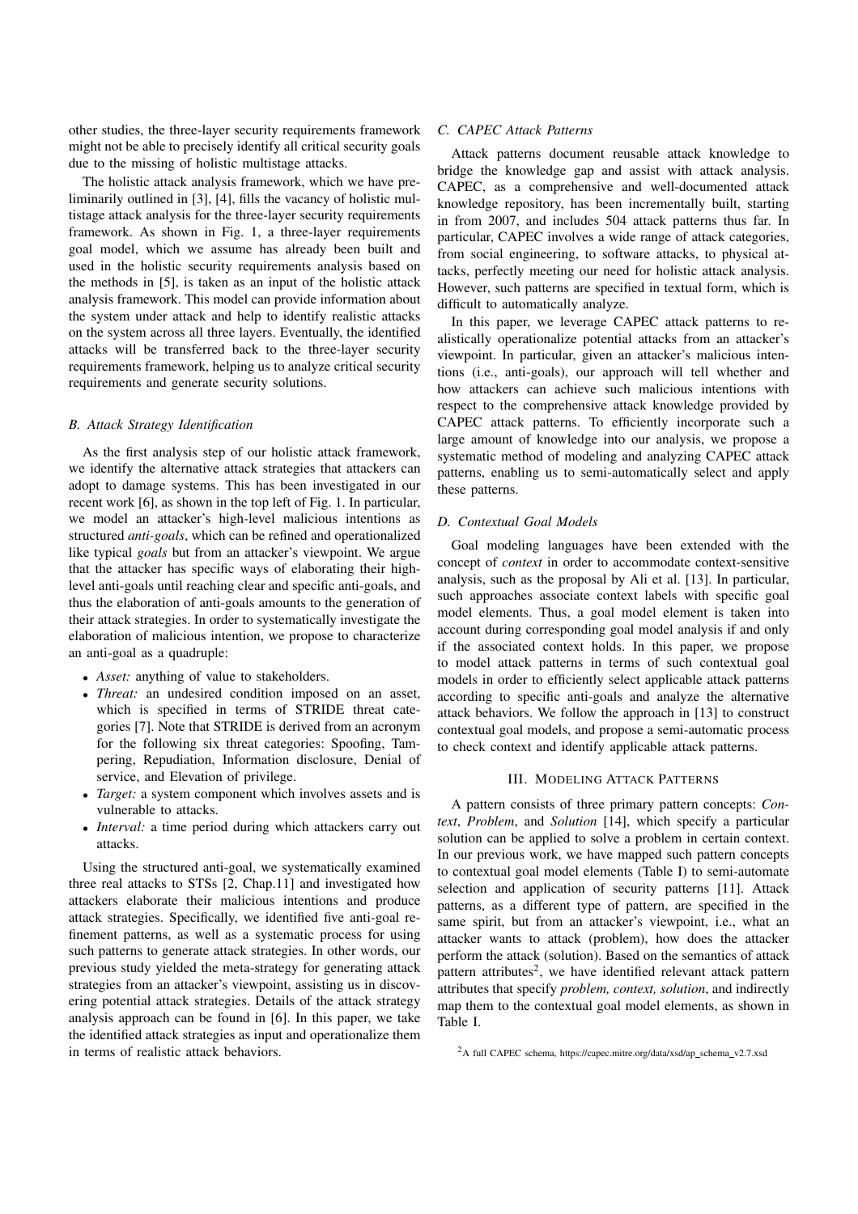other studies, the three-layer security requirements framework might not be able to precisely identify all critical security goals due to the missing of holistic multistage attacks.

The holistic attack analysis framework, which we have preliminarily outlined in [3], [4], fills the vacancy of holistic multistage attack analysis for the three-layer security requirements framework. As shown in Fig. 1, a three-layer requirements goal model, which we assume has already been built and used in the holistic security requirements analysis based on the methods in [5], is taken as an input of the holistic attack analysis framework. This model can provide information about the system under attack and help to identify realistic attacks on the system across all three layers. Eventually, the identified attacks will be transferred back to the three-layer security requirements framework, helping us to analyze critical security requirements and generate security solutions.

### *B. Attack Strategy Identification*

As the first analysis step of our holistic attack framework, we identify the alternative attack strategies that attackers can adopt to damage systems. This has been investigated in our recent work [6], as shown in the top left of Fig. 1. In particular, we model an attacker's high-level malicious intentions as structured *anti-goals*, which can be refined and operationalized like typical *goals* but from an attacker's viewpoint. We argue that the attacker has specific ways of elaborating their high-level anti-goals until reaching clear and specific anti-goals, and thus the elaboration of anti-goals amounts to the generation of their attack strategies. In order to systematically investigate the elaboration of malicious intention, we propose to characterize an anti-goal as a quadruple:

- *Asset:* anything of value to stakeholders.
- *Threat:* an undesired condition imposed on an asset, which is specified in terms of STRIDE threat categories [7]. Note that STRIDE is derived from an acronym for the following six threat categories: Spoofing, Tampering, Repudiation, Information disclosure, Denial of service, and Elevation of privilege.
- *Target:* a system component which involves assets and is vulnerable to attacks.
- *Interval:* a time period during which attackers carry out attacks.

Using the structured anti-goal, we systematically examined three real attacks to STSs [2, Chap.11] and investigated how attackers elaborate their malicious intentions and produce attack strategies. Specifically, we identified five anti-goal refinement patterns, as well as a systematic process for using such patterns to generate attack strategies. In other words, our previous study yielded the meta-strategy for generating attack strategies from an attacker's viewpoint, assisting us in discovering potential attack strategies. Details of the attack strategy analysis approach can be found in [6]. In this paper, we take the identified attack strategies as input and operationalize them in terms of realistic attack behaviors.

### *C. CAPEC Attack Patterns*

Attack patterns document reusable attack knowledge to bridge the knowledge gap and assist with attack analysis. CAPEC, as a comprehensive and well-documented attack knowledge repository, has been incrementally built, starting in from 2007, and includes 504 attack patterns thus far. In particular, CAPEC involves a wide range of attack categories, from social engineering, to software attacks, to physical attacks, perfectly meeting our need for holistic attack analysis. However, such patterns are specified in textual form, which is difficult to automatically analyze.

In this paper, we leverage CAPEC attack patterns to realistically operationalize potential attacks from an attacker's viewpoint. In particular, given an attacker's malicious intentions (i.e., anti-goals), our approach will tell whether and how attackers can achieve such malicious intentions with respect to the comprehensive attack knowledge provided by CAPEC attack patterns. To efficiently incorporate such a large amount of knowledge into our analysis, we propose a systematic method of modeling and analyzing CAPEC attack patterns, enabling us to semi-automatically select and apply these patterns.

### *D. Contextual Goal Models*

Goal modeling languages have been extended with the concept of *context* in order to accommodate context-sensitive analysis, such as the proposal by Ali et al. [13]. In particular, such approaches associate context labels with specific goal model elements. Thus, a goal model element is taken into account during corresponding goal model analysis if and only if the associated context holds. In this paper, we propose to model attack patterns in terms of such contextual goal models in order to efficiently select applicable attack patterns according to specific anti-goals and analyze the alternative attack behaviors. We follow the approach in [13] to construct contextual goal models, and propose a semi-automatic process to check context and identify applicable attack patterns.

## III. Modeling Attack Patterns

A pattern consists of three primary pattern concepts: *Context*, *Problem*, and *Solution* [14], which specify a particular solution can be applied to solve a problem in certain context. In our previous work, we have mapped such pattern concepts to contextual goal model elements (Table I) to semi-automate selection and application of security patterns [11]. Attack patterns, as a different type of pattern, are specified in the same spirit, but from an attacker's viewpoint, i.e., what an attacker wants to attack (problem), how does the attacker perform the attack (solution). Based on the semantics of attack pattern attributes[2], we have identified relevant attack pattern attributes that specify *problem, context, solution*, and indirectly map them to the contextual goal model elements, as shown in Table I.

[2] A full CAPEC schema, https://capec.mitre.org/data/xsd/ap_schema_v2.7.xsd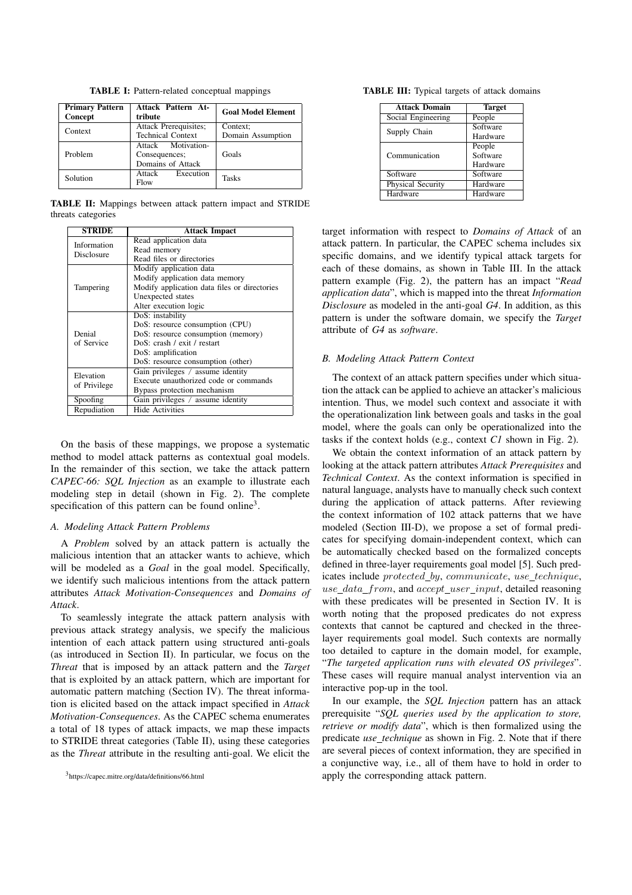**TABLE I:** Pattern-related conceptual mappings

| Primary Pattern Concept | Attack Pattern Attribute | Goal Model Element |
|---|---|---|
| Context | Attack Prerequisites; Technical Context | Context; Domain Assumption |
| Problem | Attack Motivation-Consequences; Domains of Attack | Goals |
| Solution | Attack Execution Flow | Tasks |

**TABLE II:** Mappings between attack pattern impact and STRIDE threats categories

| STRIDE | Attack Impact |
|---|---|
| Information Disclosure | Read application data<br>Read memory<br>Read files or directories |
| Tampering | Modify application data<br>Modify application data memory<br>Modify application data files or directories<br>Unexpected states<br>Alter execution logic |
| Denial of Service | DoS: instability<br>DoS: resource consumption (CPU)<br>DoS: resource consumption (memory)<br>DoS: crash / exit / restart<br>DoS: amplification<br>DoS: resource consumption (other) |
| Elevation of Privilege | Gain privileges / assume identity<br>Execute unauthorized code or commands<br>Bypass protection mechanism |
| Spoofing | Gain privileges / assume identity |
| Repudiation | Hide Activities |

On the basis of these mappings, we propose a systematic method to model attack patterns as contextual goal models. In the remainder of this section, we take the attack pattern *CAPEC-66: SQL Injection* as an example to illustrate each modeling step in detail (shown in Fig. 2). The complete specification of this pattern can be found online[3].

### A. Modeling Attack Pattern Problems

A *Problem* solved by an attack pattern is actually the malicious intention that an attacker wants to achieve, which will be modeled as a *Goal* in the goal model. Specifically, we identify such malicious intentions from the attack pattern attributes *Attack Motivation-Consequences* and *Domains of Attack*.

To seamlessly integrate the attack pattern analysis with previous attack strategy analysis, we specify the malicious intention of each attack pattern using structured anti-goals (as introduced in Section II). In particular, we focus on the *Threat* that is imposed by an attack pattern and the *Target* that is exploited by an attack pattern, which are important for automatic pattern matching (Section IV). The threat information is elicited based on the attack impact specified in *Attack Motivation-Consequences*. As the CAPEC schema enumerates a total of 18 types of attack impacts, we map these impacts to STRIDE threat categories (Table II), using these categories as the *Threat* attribute in the resulting anti-goal. We elicit the target information with respect to *Domains of Attack* of an attack pattern. In particular, the CAPEC schema includes six specific domains, and we identify typical attack targets for each of these domains, as shown in Table III. In the attack pattern example (Fig. 2), the pattern has an impact "*Read application data*", which is mapped into the threat *Information Disclosure* as modeled in the anti-goal *G4*. In addition, as this pattern is under the software domain, we specify the *Target* attribute of *G4* as *software*.

[3] https://capec.mitre.org/data/definitions/66.html

**TABLE III:** Typical targets of attack domains

| Attack Domain | Target |
|---|---|
| Social Engineering | People |
| Supply Chain | Software<br>Hardware |
| Communication | People<br>Software<br>Hardware |
| Software | Software |
| Physical Security | Hardware |
| Hardware | Hardware |

### B. Modeling Attack Pattern Context

The context of an attack pattern specifies under which situation the attack can be applied to achieve an attacker's malicious intention. Thus, we model such context and associate it with the operationalization link between goals and tasks in the goal model, where the goals can only be operationalized into the tasks if the context holds (e.g., context *C1* shown in Fig. 2).

We obtain the context information of an attack pattern by looking at the attack pattern attributes *Attack Prerequisites* and *Technical Context*. As the context information is specified in natural language, analysts have to manually check such context during the application of attack patterns. After reviewing the context information of 102 attack patterns that we have modeled (Section III-D), we propose a set of formal predicates for specifying domain-independent context, which can be automatically checked based on the formalized concepts defined in three-layer requirements goal model [5]. Such predicates include $protected\_by$, $communicate$, $use\_technique$, $use\_data\_from$, and $accept\_user\_input$, detailed reasoning with these predicates will be presented in Section IV. It is worth noting that the proposed predicates do not express contexts that cannot be captured and checked in the three-layer requirements goal model. Such contexts are normally too detailed to capture in the domain model, for example, "*The targeted application runs with elevated OS privileges*". These cases will require manual analyst intervention via an interactive pop-up in the tool.

In our example, the *SQL Injection* pattern has an attack prerequisite "*SQL queries used by the application to store, retrieve or modify data*", which is then formalized using the predicate *use_technique* as shown in Fig. 2. Note that if there are several pieces of context information, they are specified in a conjunctive way, i.e., all of them have to hold in order to apply the corresponding attack pattern.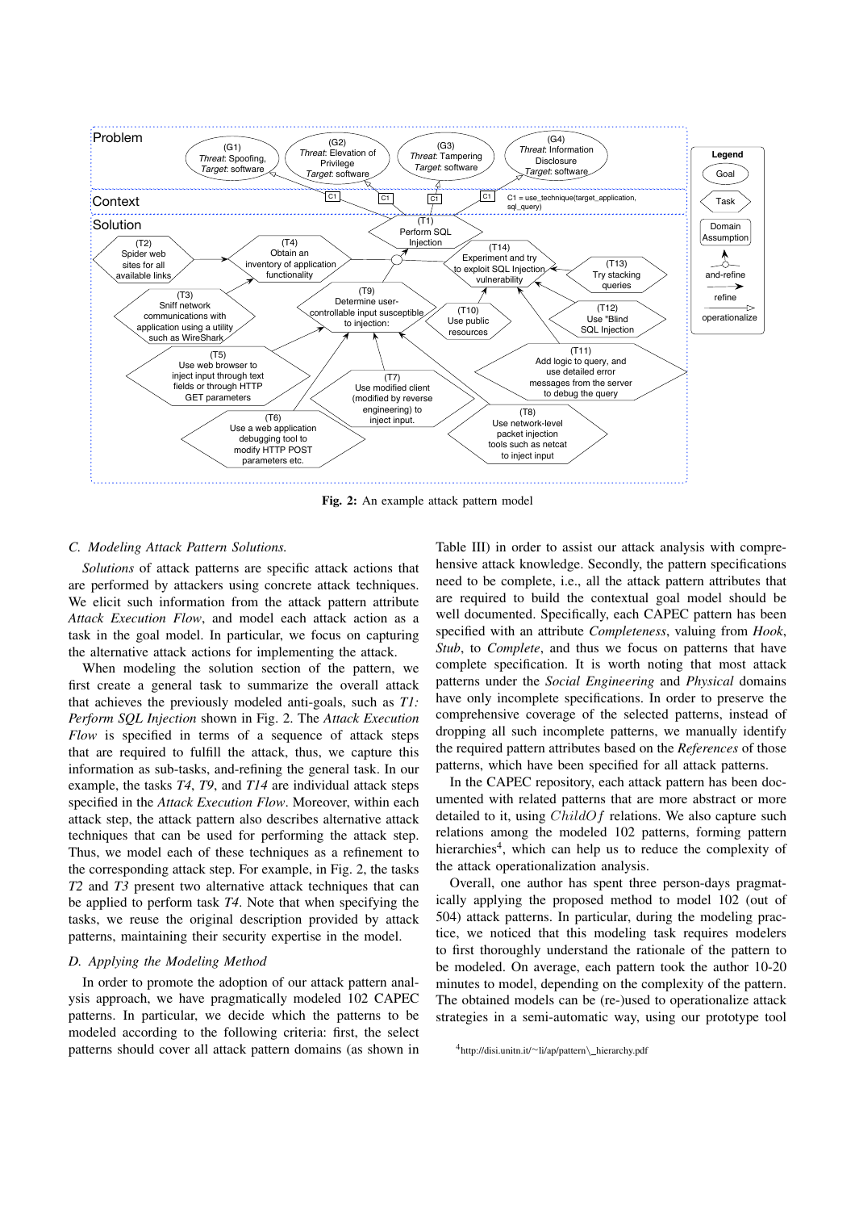**Fig. 2:** An example attack pattern model

### C. Modeling Attack Pattern Solutions.

*Solutions* of attack patterns are specific attack actions that are performed by attackers using concrete attack techniques. We elicit such information from the attack pattern attribute *Attack Execution Flow*, and model each attack action as a task in the goal model. In particular, we focus on capturing the alternative attack actions for implementing the attack.

When modeling the solution section of the pattern, we first create a general task to summarize the overall attack that achieves the previously modeled anti-goals, such as *T1: Perform SQL Injection* shown in Fig. 2. The *Attack Execution Flow* is specified in terms of a sequence of attack steps that are required to fulfill the attack, thus, we capture this information as sub-tasks, and-refining the general task. In our example, the tasks *T4*, *T9*, and *T14* are individual attack steps specified in the *Attack Execution Flow*. Moreover, within each attack step, the attack pattern also describes alternative attack techniques that can be used for performing the attack step. Thus, we model each of these techniques as a refinement to the corresponding attack step. For example, in Fig. 2, the tasks *T2* and *T3* present two alternative attack techniques that can be applied to perform task *T4*. Note that when specifying the tasks, we reuse the original description provided by attack patterns, maintaining their security expertise in the model.

### D. Applying the Modeling Method

In order to promote the adoption of our attack pattern analysis approach, we have pragmatically modeled 102 CAPEC patterns. In particular, we decide which the patterns to be modeled according to the following criteria: first, the select patterns should cover all attack pattern domains (as shown in Table III) in order to assist our attack analysis with comprehensive attack knowledge. Secondly, the pattern specifications need to be complete, i.e., all the attack pattern attributes that are required to build the contextual goal model should be well documented. Specifically, each CAPEC pattern has been specified with an attribute *Completeness*, valuing from *Hook*, *Stub*, to *Complete*, and thus we focus on patterns that have complete specification. It is worth noting that most attack patterns under the *Social Engineering* and *Physical* domains have only incomplete specifications. In order to preserve the comprehensive coverage of the selected patterns, instead of dropping all such incomplete patterns, we manually identify the required pattern attributes based on the *References* of those patterns, which have been specified for all attack patterns.

In the CAPEC repository, each attack pattern has been documented with related patterns that are more abstract or more detailed to it, using $ChildOf$ relations. We also capture such relations among the modeled 102 patterns, forming pattern hierarchies[4], which can help us to reduce the complexity of the attack operationalization analysis.

Overall, one author has spent three person-days pragmatically applying the proposed method to model 102 (out of 504) attack patterns. In particular, during the modeling practice, we noticed that this modeling task requires modelers to first thoroughly understand the rationale of the pattern to be modeled. On average, each pattern took the author 10-20 minutes to model, depending on the complexity of the pattern. The obtained models can be (re-)used to operationalize attack strategies in a semi-automatic way, using our prototype tool

[4] http://disi.unitn.it/~li/ap/pattern\_hierarchy.pdf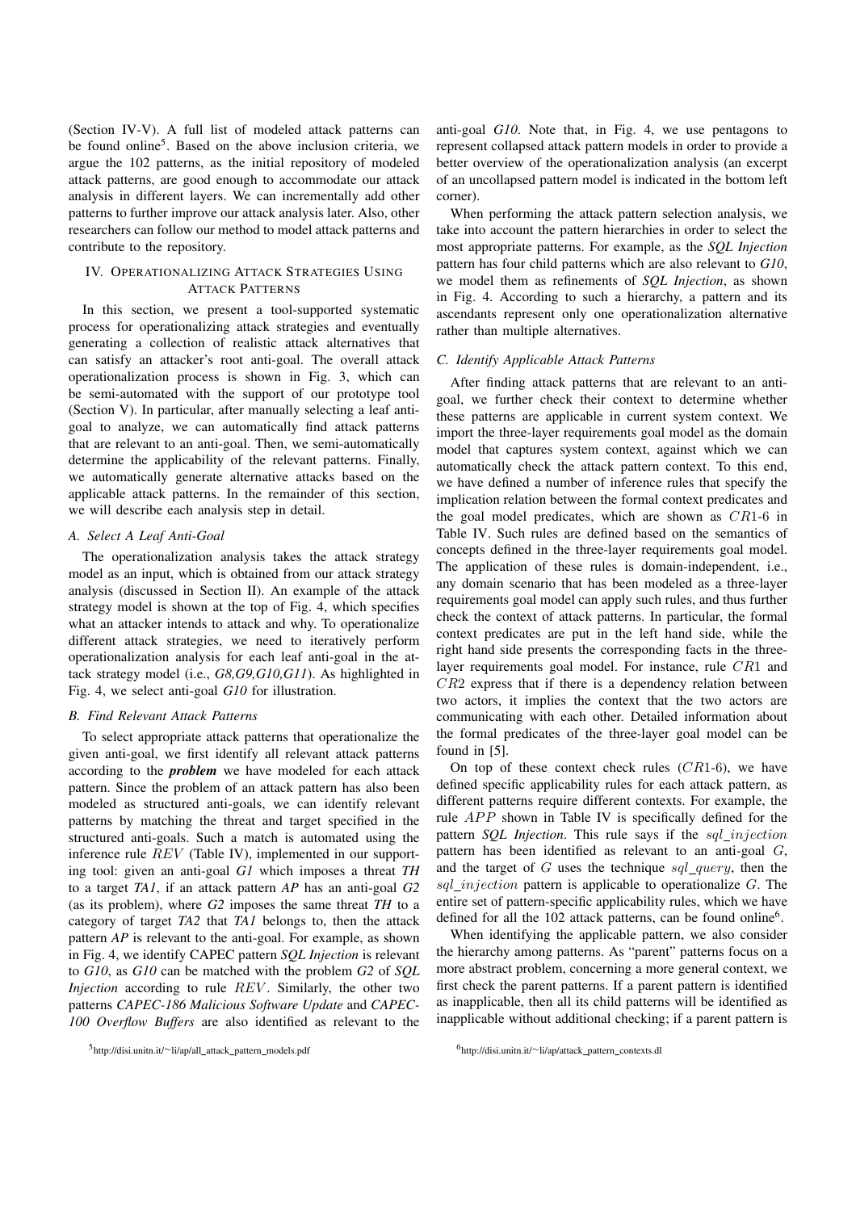(Section IV-V). A full list of modeled attack patterns can be found online[5]. Based on the above inclusion criteria, we argue the 102 patterns, as the initial repository of modeled attack patterns, are good enough to accommodate our attack analysis in different layers. We can incrementally add other patterns to further improve our attack analysis later. Also, other researchers can follow our method to model attack patterns and contribute to the repository.

## IV. Operationalizing Attack Strategies Using Attack Patterns

In this section, we present a tool-supported systematic process for operationalizing attack strategies and eventually generating a collection of realistic attack alternatives that can satisfy an attacker's root anti-goal. The overall attack operationalization process is shown in Fig. 3, which can be semi-automated with the support of our prototype tool (Section V). In particular, after manually selecting a leaf anti-goal to analyze, we can automatically find attack patterns that are relevant to an anti-goal. Then, we semi-automatically determine the applicability of the relevant patterns. Finally, we automatically generate alternative attacks based on the applicable attack patterns. In the remainder of this section, we will describe each analysis step in detail.

### A. Select A Leaf Anti-Goal

The operationalization analysis takes the attack strategy model as an input, which is obtained from our attack strategy analysis (discussed in Section II). An example of the attack strategy model is shown at the top of Fig. 4, which specifies what an attacker intends to attack and why. To operationalize different attack strategies, we need to iteratively perform operationalization analysis for each leaf anti-goal in the attack strategy model (i.e., *G8,G9,G10,G11*). As highlighted in Fig. 4, we select anti-goal *G10* for illustration.

### B. Find Relevant Attack Patterns

To select appropriate attack patterns that operationalize the given anti-goal, we first identify all relevant attack patterns according to the ***problem*** we have modeled for each attack pattern. Since the problem of an attack pattern has also been modeled as structured anti-goals, we can identify relevant patterns by matching the threat and target specified in the structured anti-goals. Such a match is automated using the inference rule $REV$ (Table IV), implemented in our supporting tool: given an anti-goal *G1* which imposes a threat *TH* to a target *TA1*, if an attack pattern *AP* has an anti-goal *G2* (as its problem), where *G2* imposes the same threat *TH* to a category of target *TA2* that *TA1* belongs to, then the attack pattern *AP* is relevant to the anti-goal. For example, as shown in Fig. 4, we identify CAPEC pattern *SQL Injection* is relevant to *G10*, as *G10* can be matched with the problem *G2* of *SQL Injection* according to rule $REV$. Similarly, the other two patterns *CAPEC-186 Malicious Software Update* and *CAPEC-100 Overflow Buffers* are also identified as relevant to the anti-goal *G10*. Note that, in Fig. 4, we use pentagons to represent collapsed attack pattern models in order to provide a better overview of the operationalization analysis (an excerpt of an uncollapsed pattern model is indicated in the bottom left corner).

When performing the attack pattern selection analysis, we take into account the pattern hierarchies in order to select the most appropriate patterns. For example, as the *SQL Injection* pattern has four child patterns which are also relevant to *G10*, we model them as refinements of *SQL Injection*, as shown in Fig. 4. According to such a hierarchy, a pattern and its ascendants represent only one operationalization alternative rather than multiple alternatives.

### C. Identify Applicable Attack Patterns

After finding attack patterns that are relevant to an anti-goal, we further check their context to determine whether these patterns are applicable in current system context. We import the three-layer requirements goal model as the domain model that captures system context, against which we can automatically check the attack pattern context. To this end, we have defined a number of inference rules that specify the implication relation between the formal context predicates and the goal model predicates, which are shown as $CR1$-6 in Table IV. Such rules are defined based on the semantics of concepts defined in the three-layer requirements goal model. The application of these rules is domain-independent, i.e., any domain scenario that has been modeled as a three-layer requirements goal model can apply such rules, and thus further check the context of attack patterns. In particular, the formal context predicates are put in the left hand side, while the right hand side presents the corresponding facts in the three-layer requirements goal model. For instance, rule $CR1$ and $CR2$ express that if there is a dependency relation between two actors, it implies the context that the two actors are communicating with each other. Detailed information about the formal predicates of the three-layer goal model can be found in [5].

On top of these context check rules ($CR1$-6), we have defined specific applicability rules for each attack pattern, as different patterns require different contexts. For example, the rule $APP$ shown in Table IV is specifically defined for the pattern *SQL Injection*. This rule says if the $sql\_injection$ pattern has been identified as relevant to an anti-goal $G$, and the target of $G$ uses the technique $sql\_query$, then the $sql\_injection$ pattern is applicable to operationalize $G$. The entire set of pattern-specific applicability rules, which we have defined for all the 102 attack patterns, can be found online[6].

When identifying the applicable pattern, we also consider the hierarchy among patterns. As "parent" patterns focus on a more abstract problem, concerning a more general context, we first check the parent patterns. If a parent pattern is identified as inapplicable, then all its child patterns will be identified as inapplicable without additional checking; if a parent pattern is

[5] http://disi.unitn.it/~li/ap/all_attack_pattern_models.pdf

[6] http://disi.unitn.it/~li/ap/attack_pattern_contexts.dl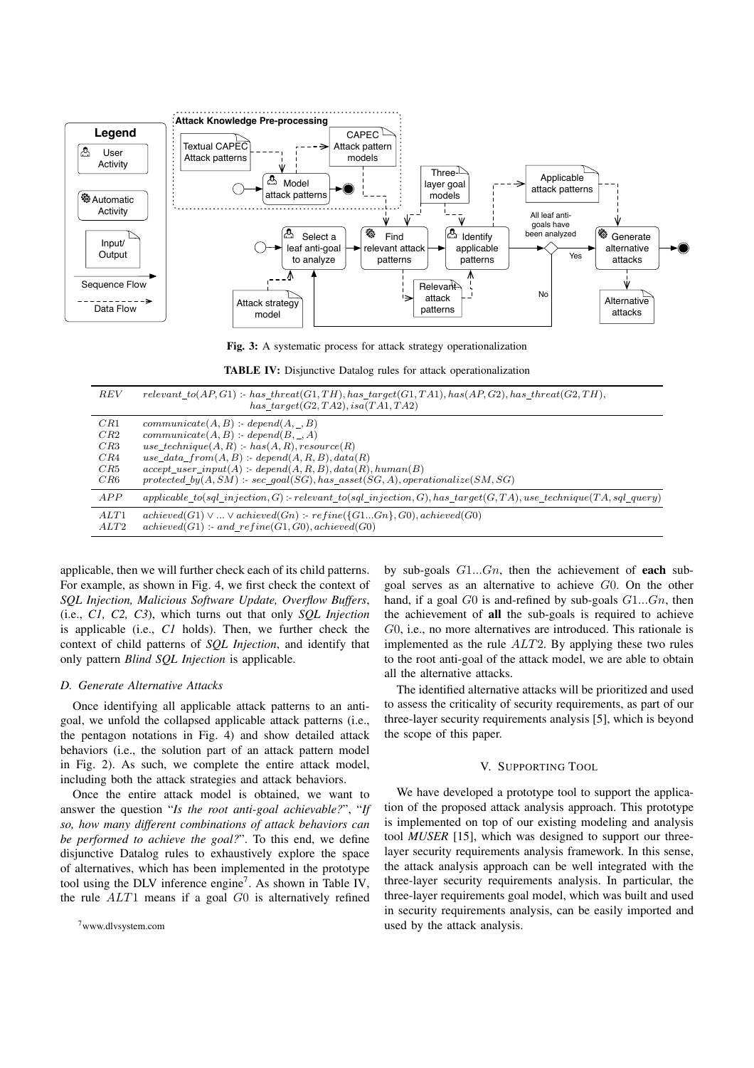Fig. 3: A systematic process for attack strategy operationalization

TABLE IV: Disjunctive Datalog rules for attack operationalization

| | |
|---|---|
| $REV$ | $relevant\_to(AP, G1)$ :- $has\_threat(G1, TH), has\_target(G1, TA1), has(AP, G2), has\_threat(G2, TH), has\_target(G2, TA2), isa(TA1, TA2)$ |
| $CR1$ | $communicate(A, B)$ :- $depend(A, \_, B)$ |
| $CR2$ | $communicate(A, B)$ :- $depend(B, \_, A)$ |
| $CR3$ | $use\_technique(A, R)$ :- $has(A, R), resource(R)$ |
| $CR4$ | $use\_data\_from(A, B)$ :- $depend(A, R, B), data(R)$ |
| $CR5$ | $accept\_user\_input(A)$ :- $depend(A, R, B), data(R), human(B)$ |
| $CR6$ | $protected\_by(A, SM)$ :- $sec\_goal(SG), has\_asset(SG, A), operationalize(SM, SG)$ |
| $APP$ | $applicable\_to(sql\_injection, G)$ :- $relevant\_to(sql\_injection, G), has\_target(G, TA), use\_technique(TA, sql\_query)$ |
| $ALT1$ | $achieved(G1) \vee ... \vee achieved(Gn)$ :- $refine(\{G1...Gn\}, G0), achieved(G0)$ |
| $ALT2$ | $achieved(G1)$ :- $and\_refine(G1, G0), achieved(G0)$ |

applicable, then we will further check each of its child patterns. For example, as shown in Fig. 4, we first check the context of *SQL Injection, Malicious Software Update, Overflow Buffers*, (i.e., *C1, C2, C3*), which turns out that only *SQL Injection* is applicable (i.e., *C1* holds). Then, we further check the context of child patterns of *SQL Injection*, and identify that only pattern *Blind SQL Injection* is applicable.

### D. Generate Alternative Attacks

Once identifying all applicable attack patterns to an anti-goal, we unfold the collapsed applicable attack patterns (i.e., the pentagon notations in Fig. 4) and show detailed attack behaviors (i.e., the solution part of an attack pattern model in Fig. 2). As such, we complete the entire attack model, including both the attack strategies and attack behaviors.

Once the entire attack model is obtained, we want to answer the question "*Is the root anti-goal achievable?*", "*If so, how many different combinations of attack behaviors can be performed to achieve the goal?*". To this end, we define disjunctive Datalog rules to exhaustively explore the space of alternatives, which has been implemented in the prototype tool using the DLV inference engine[7]. As shown in Table IV, the rule $ALT1$ means if a goal $G0$ is alternatively refined by sub-goals $G1...Gn$, then the achievement of **each** sub-goal serves as an alternative to achieve $G0$. On the other hand, if a goal $G0$ is and-refined by sub-goals $G1...Gn$, then the achievement of **all** the sub-goals is required to achieve $G0$, i.e., no more alternatives are introduced. This rationale is implemented as the rule $ALT2$. By applying these two rules to the root anti-goal of the attack model, we are able to obtain all the alternative attacks.

The identified alternative attacks will be prioritized and used to assess the criticality of security requirements, as part of our three-layer security requirements analysis [5], which is beyond the scope of this paper.

## V. Supporting Tool

We have developed a prototype tool to support the application of the proposed attack analysis approach. This prototype is implemented on top of our existing modeling and analysis tool *MUSER* [15], which was designed to support our three-layer security requirements analysis framework. In this sense, the attack analysis approach can be well integrated with the three-layer security requirements analysis. In particular, the three-layer requirements goal model, which was built and used in security requirements analysis, can be easily imported and used by the attack analysis.

[7] www.dlvsystem.com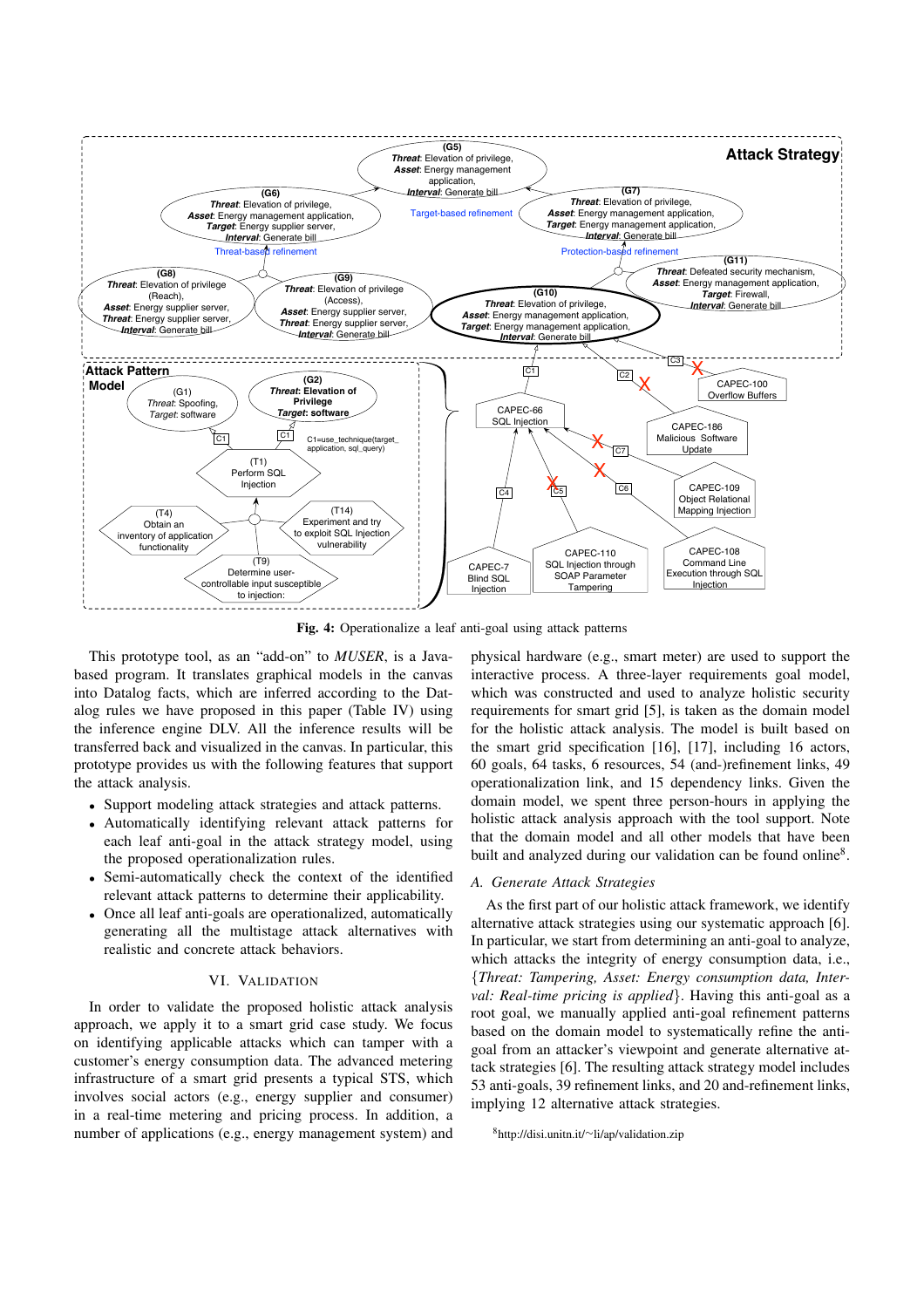Fig. 4: Operationalize a leaf anti-goal using attack patterns

This prototype tool, as an "add-on" to *MUSER*, is a Java-based program. It translates graphical models in the canvas into Datalog facts, which are inferred according to the Datalog rules we have proposed in this paper (Table IV) using the inference engine DLV. All the inference results will be transferred back and visualized in the canvas. In particular, this prototype provides us with the following features that support the attack analysis.

- Support modeling attack strategies and attack patterns.
- Automatically identifying relevant attack patterns for each leaf anti-goal in the attack strategy model, using the proposed operationalization rules.
- Semi-automatically check the context of the identified relevant attack patterns to determine their applicability.
- Once all leaf anti-goals are operationalized, automatically generating all the multistage attack alternatives with realistic and concrete attack behaviors.

## VI. Validation

In order to validate the proposed holistic attack analysis approach, we apply it to a smart grid case study. We focus on identifying applicable attacks which can tamper with a customer's energy consumption data. The advanced metering infrastructure of a smart grid presents a typical STS, which involves social actors (e.g., energy supplier and consumer) in a real-time metering and pricing process. In addition, a number of applications (e.g., energy management system) and physical hardware (e.g., smart meter) are used to support the interactive process. A three-layer requirements goal model, which was constructed and used to analyze holistic security requirements for smart grid [5], is taken as the domain model for the holistic attack analysis. The model is built based on the smart grid specification [16], [17], including 16 actors, 60 goals, 64 tasks, 6 resources, 54 (and-)refinement links, 49 operationalization link, and 15 dependency links. Given the domain model, we spent three person-hours in applying the holistic attack analysis approach with the tool support. Note that the domain model and all other models that have been built and analyzed during our validation can be found online[8].

### A. Generate Attack Strategies

As the first part of our holistic attack framework, we identify alternative attack strategies using our systematic approach [6]. In particular, we start from determining an anti-goal to analyze, which attacks the integrity of energy consumption data, i.e., {*Threat: Tampering, Asset: Energy consumption data, Interval: Real-time pricing is applied*}. Having this anti-goal as a root goal, we manually applied anti-goal refinement patterns based on the domain model to systematically refine the anti-goal from an attacker's viewpoint and generate alternative attack strategies [6]. The resulting attack strategy model includes 53 anti-goals, 39 refinement links, and 20 and-refinement links, implying 12 alternative attack strategies.

[8] http://disi.unitn.it/~li/ap/validation.zip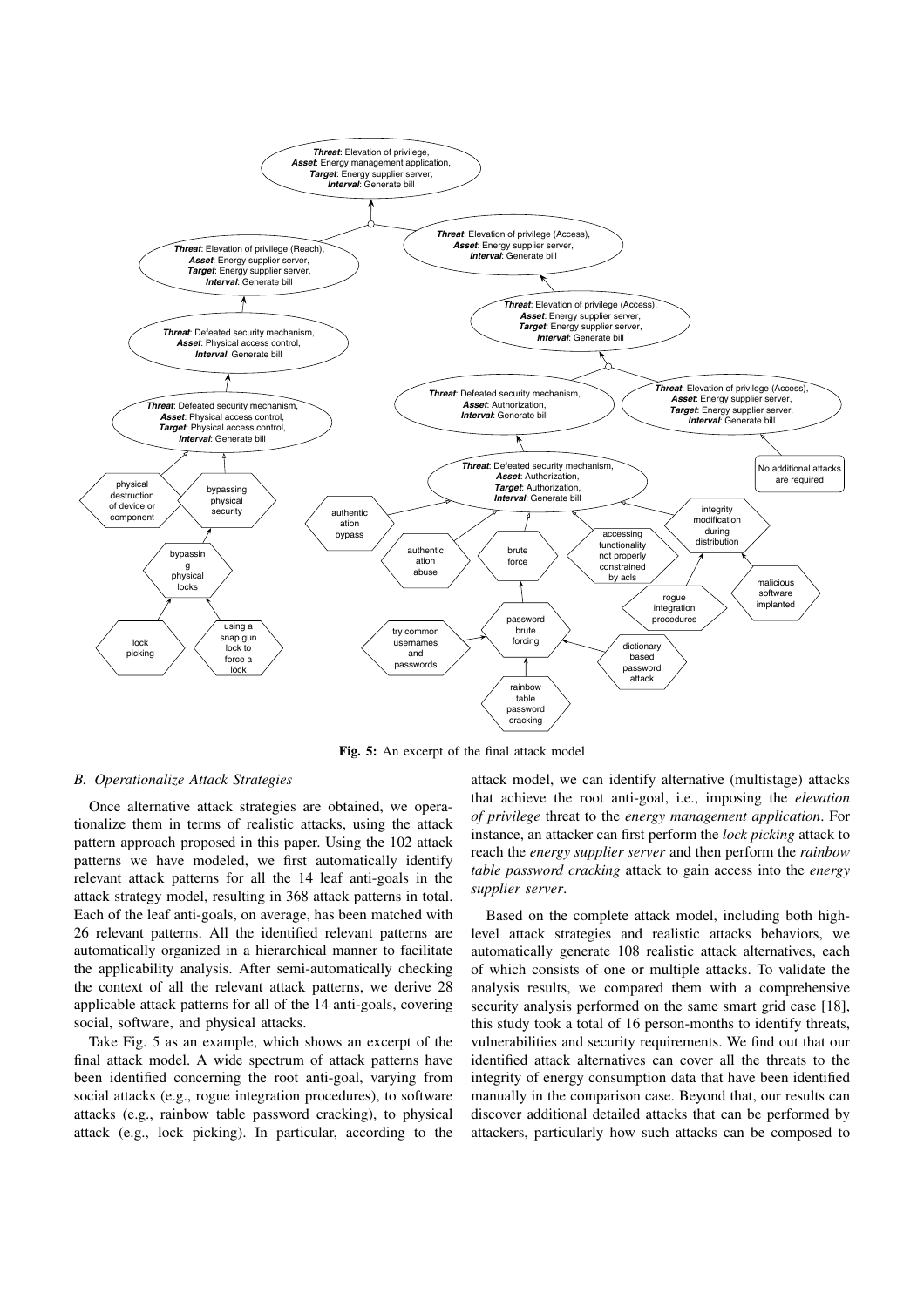Fig. 5: An excerpt of the final attack model

### B. Operationalize Attack Strategies

Once alternative attack strategies are obtained, we operationalize them in terms of realistic attacks, using the attack pattern approach proposed in this paper. Using the 102 attack patterns we have modeled, we first automatically identify relevant attack patterns for all the 14 leaf anti-goals in the attack strategy model, resulting in 368 attack patterns in total. Each of the leaf anti-goals, on average, has been matched with 26 relevant patterns. All the identified relevant patterns are automatically organized in a hierarchical manner to facilitate the applicability analysis. After semi-automatically checking the context of all the relevant attack patterns, we derive 28 applicable attack patterns for all of the 14 anti-goals, covering social, software, and physical attacks.

Take Fig. 5 as an example, which shows an excerpt of the final attack model. A wide spectrum of attack patterns have been identified concerning the root anti-goal, varying from social attacks (e.g., rogue integration procedures), to software attacks (e.g., rainbow table password cracking), to physical attack (e.g., lock picking). In particular, according to the attack model, we can identify alternative (multistage) attacks that achieve the root anti-goal, i.e., imposing the *elevation of privilege* threat to the *energy management application*. For instance, an attacker can first perform the *lock picking* attack to reach the *energy supplier server* and then perform the *rainbow table password cracking* attack to gain access into the *energy supplier server*.

Based on the complete attack model, including both high-level attack strategies and realistic attacks behaviors, we automatically generate 108 realistic attack alternatives, each of which consists of one or multiple attacks. To validate the analysis results, we compared them with a comprehensive security analysis performed on the same smart grid case [18], this study took a total of 16 person-months to identify threats, vulnerabilities and security requirements. We find out that our identified attack alternatives can cover all the threats to the integrity of energy consumption data that have been identified manually in the comparison case. Beyond that, our results can discover additional detailed attacks that can be performed by attackers, particularly how such attacks can be composed to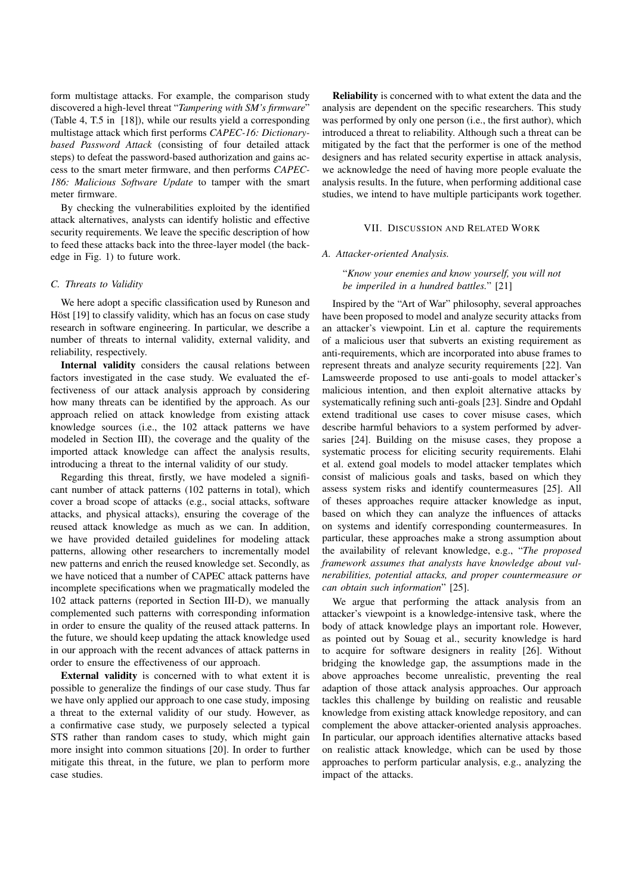form multistage attacks. For example, the comparison study discovered a high-level threat "*Tampering with SM's firmware*" (Table 4, T.5 in [18]), while our results yield a corresponding multistage attack which first performs *CAPEC-16: Dictionary-based Password Attack* (consisting of four detailed attack steps) to defeat the password-based authorization and gains access to the smart meter firmware, and then performs *CAPEC-186: Malicious Software Update* to tamper with the smart meter firmware.

By checking the vulnerabilities exploited by the identified attack alternatives, analysts can identify holistic and effective security requirements. We leave the specific description of how to feed these attacks back into the three-layer model (the back-edge in Fig. 1) to future work.

### C. Threats to Validity

We here adopt a specific classification used by Runeson and Höst [19] to classify validity, which has an focus on case study research in software engineering. In particular, we describe a number of threats to internal validity, external validity, and reliability, respectively.

**Internal validity** considers the causal relations between factors investigated in the case study. We evaluated the effectiveness of our attack analysis approach by considering how many threats can be identified by the approach. As our approach relied on attack knowledge from existing attack knowledge sources (i.e., the 102 attack patterns we have modeled in Section III), the coverage and the quality of the imported attack knowledge can affect the analysis results, introducing a threat to the internal validity of our study.

Regarding this threat, firstly, we have modeled a significant number of attack patterns (102 patterns in total), which cover a broad scope of attacks (e.g., social attacks, software attacks, and physical attacks), ensuring the coverage of the reused attack knowledge as much as we can. In addition, we have provided detailed guidelines for modeling attack patterns, allowing other researchers to incrementally model new patterns and enrich the reused knowledge set. Secondly, as we have noticed that a number of CAPEC attack patterns have incomplete specifications when we pragmatically modeled the 102 attack patterns (reported in Section III-D), we manually complemented such patterns with corresponding information in order to ensure the quality of the reused attack patterns. In the future, we should keep updating the attack knowledge used in our approach with the recent advances of attack patterns in order to ensure the effectiveness of our approach.

**External validity** is concerned with to what extent it is possible to generalize the findings of our case study. Thus far we have only applied our approach to one case study, imposing a threat to the external validity of our study. However, as a confirmative case study, we purposely selected a typical STS rather than random cases to study, which might gain more insight into common situations [20]. In order to further mitigate this threat, in the future, we plan to perform more case studies.

**Reliability** is concerned with to what extent the data and the analysis are dependent on the specific researchers. This study was performed by only one person (i.e., the first author), which introduced a threat to reliability. Although such a threat can be mitigated by the fact that the performer is one of the method designers and has related security expertise in attack analysis, we acknowledge the need of having more people evaluate the analysis results. In the future, when performing additional case studies, we intend to have multiple participants work together.

## VII. Discussion and Related Work

### A. Attacker-oriented Analysis.

> "*Know your enemies and know yourself, you will not be imperiled in a hundred battles.*" [21]

Inspired by the "Art of War" philosophy, several approaches have been proposed to model and analyze security attacks from an attacker's viewpoint. Lin et al. capture the requirements of a malicious user that subverts an existing requirement as anti-requirements, which are incorporated into abuse frames to represent threats and analyze security requirements [22]. Van Lamsweerde proposed to use anti-goals to model attacker's malicious intention, and then exploit alternative attacks by systematically refining such anti-goals [23]. Sindre and Opdahl extend traditional use cases to cover misuse cases, which describe harmful behaviors to a system performed by adversaries [24]. Building on the misuse cases, they propose a systematic process for eliciting security requirements. Elahi et al. extend goal models to model attacker templates which consist of malicious goals and tasks, based on which they assess system risks and identify countermeasures [25]. All of theses approaches require attacker knowledge as input, based on which they can analyze the influences of attacks on systems and identify corresponding countermeasures. In particular, these approaches make a strong assumption about the availability of relevant knowledge, e.g., "*The proposed framework assumes that analysts have knowledge about vulnerabilities, potential attacks, and proper countermeasure or can obtain such information*" [25].

We argue that performing the attack analysis from an attacker's viewpoint is a knowledge-intensive task, where the body of attack knowledge plays an important role. However, as pointed out by Souag et al., security knowledge is hard to acquire for software designers in reality [26]. Without bridging the knowledge gap, the assumptions made in the above approaches become unrealistic, preventing the real adaption of those attack analysis approaches. Our approach tackles this challenge by building on realistic and reusable knowledge from existing attack knowledge repository, and can complement the above attacker-oriented analysis approaches. In particular, our approach identifies alternative attacks based on realistic attack knowledge, which can be used by those approaches to perform particular analysis, e.g., analyzing the impact of the attacks.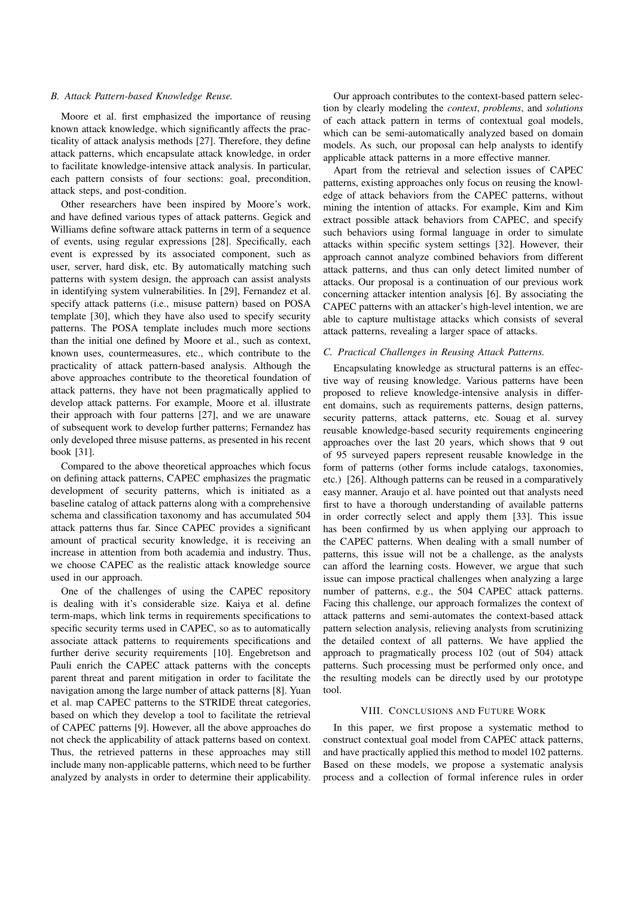### B. Attack Pattern-based Knowledge Reuse.

Moore et al. first emphasized the importance of reusing known attack knowledge, which significantly affects the practicality of attack analysis methods [27]. Therefore, they define attack patterns, which encapsulate attack knowledge, in order to facilitate knowledge-intensive attack analysis. In particular, each pattern consists of four sections: goal, precondition, attack steps, and post-condition.

Other researchers have been inspired by Moore's work, and have defined various types of attack patterns. Gegick and Williams define software attack patterns in term of a sequence of events, using regular expressions [28]. Specifically, each event is expressed by its associated component, such as user, server, hard disk, etc. By automatically matching such patterns with system design, the approach can assist analysts in identifying system vulnerabilities. In [29], Fernandez et al. specify attack patterns (i.e., misuse pattern) based on POSA template [30], which they have also used to specify security patterns. The POSA template includes much more sections than the initial one defined by Moore et al., such as context, known uses, countermeasures, etc., which contribute to the practicality of attack pattern-based analysis. Although the above approaches contribute to the theoretical foundation of attack patterns, they have not been pragmatically applied to develop attack patterns. For example, Moore et al. illustrate their approach with four patterns [27], and we are unaware of subsequent work to develop further patterns; Fernandez has only developed three misuse patterns, as presented in his recent book [31].

Compared to the above theoretical approaches which focus on defining attack patterns, CAPEC emphasizes the pragmatic development of security patterns, which is initiated as a baseline catalog of attack patterns along with a comprehensive schema and classification taxonomy and has accumulated 504 attack patterns thus far. Since CAPEC provides a significant amount of practical security knowledge, it is receiving an increase in attention from both academia and industry. Thus, we choose CAPEC as the realistic attack knowledge source used in our approach.

One of the challenges of using the CAPEC repository is dealing with it's considerable size. Kaiya et al. define term-maps, which link terms in requirements specifications to specific security terms used in CAPEC, so as to automatically associate attack patterns to requirements specifications and further derive security requirements [10]. Engebretson and Pauli enrich the CAPEC attack patterns with the concepts parent threat and parent mitigation in order to facilitate the navigation among the large number of attack patterns [8]. Yuan et al. map CAPEC patterns to the STRIDE threat categories, based on which they develop a tool to facilitate the retrieval of CAPEC patterns [9]. However, all the above approaches do not check the applicability of attack patterns based on context. Thus, the retrieved patterns in these approaches may still include many non-applicable patterns, which need to be further analyzed by analysts in order to determine their applicability.

Our approach contributes to the context-based pattern selection by clearly modeling the *context*, *problems*, and *solutions* of each attack pattern in terms of contextual goal models, which can be semi-automatically analyzed based on domain models. As such, our proposal can help analysts to identify applicable attack patterns in a more effective manner.

Apart from the retrieval and selection issues of CAPEC patterns, existing approaches only focus on reusing the knowledge of attack behaviors from the CAPEC patterns, without mining the intention of attacks. For example, Kim and Kim extract possible attack behaviors from CAPEC, and specify such behaviors using formal language in order to simulate attacks within specific system settings [32]. However, their approach cannot analyze combined behaviors from different attack patterns, and thus can only detect limited number of attacks. Our proposal is a continuation of our previous work concerning attacker intention analysis [6]. By associating the CAPEC patterns with an attacker's high-level intention, we are able to capture multistage attacks which consists of several attack patterns, revealing a larger space of attacks.

### C. Practical Challenges in Reusing Attack Patterns.

Encapsulating knowledge as structural patterns is an effective way of reusing knowledge. Various patterns have been proposed to relieve knowledge-intensive analysis in different domains, such as requirements patterns, design patterns, security patterns, attack patterns, etc. Souag et al. survey reusable knowledge-based security requirements engineering approaches over the last 20 years, which shows that 9 out of 95 surveyed papers represent reusable knowledge in the form of patterns (other forms include catalogs, taxonomies, etc.) [26]. Although patterns can be reused in a comparatively easy manner, Araujo et al. have pointed out that analysts need first to have a thorough understanding of available patterns in order correctly select and apply them [33]. This issue has been confirmed by us when applying our approach to the CAPEC patterns. When dealing with a small number of patterns, this issue will not be a challenge, as the analysts can afford the learning costs. However, we argue that such issue can impose practical challenges when analyzing a large number of patterns, e.g., the 504 CAPEC attack patterns. Facing this challenge, our approach formalizes the context of attack patterns and semi-automates the context-based attack pattern selection analysis, relieving analysts from scrutinizing the detailed context of all patterns. We have applied the approach to pragmatically process 102 (out of 504) attack patterns. Such processing must be performed only once, and the resulting models can be directly used by our prototype tool.

## VIII. Conclusions and Future Work

In this paper, we first propose a systematic method to construct contextual goal model from CAPEC attack patterns, and have practically applied this method to model 102 patterns. Based on these models, we propose a systematic analysis process and a collection of formal inference rules in order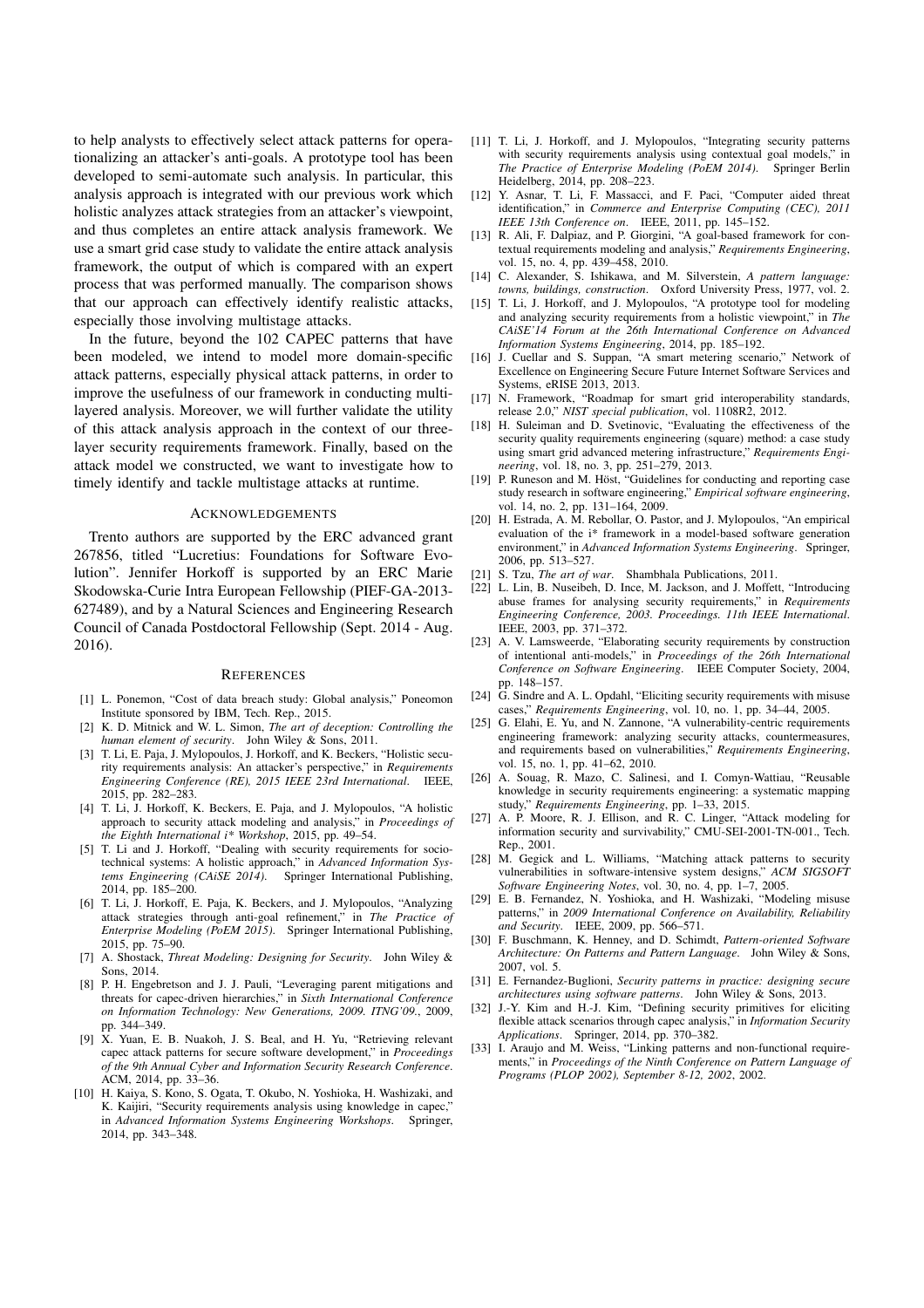to help analysts to effectively select attack patterns for operationalizing an attacker's anti-goals. A prototype tool has been developed to semi-automate such analysis. In particular, this analysis approach is integrated with our previous work which holistic analyzes attack strategies from an attacker's viewpoint, and thus completes an entire attack analysis framework. We use a smart grid case study to validate the entire attack analysis framework, the output of which is compared with an expert process that was performed manually. The comparison shows that our approach can effectively identify realistic attacks, especially those involving multistage attacks.

In the future, beyond the 102 CAPEC patterns that have been modeled, we intend to model more domain-specific attack patterns, especially physical attack patterns, in order to improve the usefulness of our framework in conducting multi-layered analysis. Moreover, we will further validate the utility of this attack analysis approach in the context of our three-layer security requirements framework. Finally, based on the attack model we constructed, we want to investigate how to timely identify and tackle multistage attacks at runtime.

## Acknowledgements

Trento authors are supported by the ERC advanced grant 267856, titled "Lucretius: Foundations for Software Evolution". Jennifer Horkoff is supported by an ERC Marie Skodowska-Curie Intra European Fellowship (PIEF-GA-2013-627489), and by a Natural Sciences and Engineering Research Council of Canada Postdoctoral Fellowship (Sept. 2014 - Aug. 2016).

## References

[1] L. Ponemon, "Cost of data breach study: Global analysis," Poneomon Institute sponsored by IBM, Tech. Rep., 2015.

[2] K. D. Mitnick and W. L. Simon, *The art of deception: Controlling the human element of security*. John Wiley & Sons, 2011.

[3] T. Li, E. Paja, J. Mylopoulos, J. Horkoff, and K. Beckers, "Holistic security requirements analysis: An attacker's perspective," in *Requirements Engineering Conference (RE), 2015 IEEE 23rd International*. IEEE, 2015, pp. 282–283.

[4] T. Li, J. Horkoff, K. Beckers, E. Paja, and J. Mylopoulos, "A holistic approach to security attack modeling and analysis," in *Proceedings of the Eighth International i\* Workshop*, 2015, pp. 49–54.

[5] T. Li and J. Horkoff, "Dealing with security requirements for socio-technical systems: A holistic approach," in *Advanced Information Systems Engineering (CAiSE 2014)*. Springer International Publishing, 2014, pp. 185–200.

[6] T. Li, J. Horkoff, E. Paja, K. Beckers, and J. Mylopoulos, "Analyzing attack strategies through anti-goal refinement," in *The Practice of Enterprise Modeling (PoEM 2015)*. Springer International Publishing, 2015, pp. 75–90.

[7] A. Shostack, *Threat Modeling: Designing for Security*. John Wiley & Sons, 2014.

[8] P. H. Engebretson and J. J. Pauli, "Leveraging parent mitigations and threats for capec-driven hierarchies," in *Sixth International Conference on Information Technology: New Generations, 2009. ITNG'09.*, 2009, pp. 344–349.

[9] X. Yuan, E. B. Nuakoh, J. S. Beal, and H. Yu, "Retrieving relevant capec attack patterns for secure software development," in *Proceedings of the 9th Annual Cyber and Information Security Research Conference*. ACM, 2014, pp. 33–36.

[10] H. Kaiya, S. Kono, S. Ogata, T. Okubo, N. Yoshioka, H. Washizaki, and K. Kaijiri, "Security requirements analysis using knowledge in capec," in *Advanced Information Systems Engineering Workshops*. Springer, 2014, pp. 343–348.

[11] T. Li, J. Horkoff, and J. Mylopoulos, "Integrating security patterns with security requirements analysis using contextual goal models," in *The Practice of Enterprise Modeling (PoEM 2014)*. Springer Berlin Heidelberg, 2014, pp. 208–223.

[12] Y. Asnar, T. Li, F. Massacci, and F. Paci, "Computer aided threat identification," in *Commerce and Enterprise Computing (CEC), 2011 IEEE 13th Conference on*. IEEE, 2011, pp. 145–152.

[13] R. Ali, F. Dalpiaz, and P. Giorgini, "A goal-based framework for contextual requirements modeling and analysis," *Requirements Engineering*, vol. 15, no. 4, pp. 439–458, 2010.

[14] C. Alexander, S. Ishikawa, and M. Silverstein, *A pattern language: towns, buildings, construction*. Oxford University Press, 1977, vol. 2.

[15] T. Li, J. Horkoff, and J. Mylopoulos, "A prototype tool for modeling and analyzing security requirements from a holistic viewpoint," in *The CAiSE'14 Forum at the 26th International Conference on Advanced Information Systems Engineering*, 2014, pp. 185–192.

[16] J. Cuellar and S. Suppan, "A smart metering scenario," Network of Excellence on Engineering Secure Future Internet Software Services and Systems, eRISE 2013, 2013.

[17] N. Framework, "Roadmap for smart grid interoperability standards, release 2.0," *NIST special publication*, vol. 1108R2, 2012.

[18] H. Suleiman and D. Svetinovic, "Evaluating the effectiveness of the security quality requirements engineering (square) method: a case study using smart grid advanced metering infrastructure," *Requirements Engineering*, vol. 18, no. 3, pp. 251–279, 2013.

[19] P. Runeson and M. Höst, "Guidelines for conducting and reporting case study research in software engineering," *Empirical software engineering*, vol. 14, no. 2, pp. 131–164, 2009.

[20] H. Estrada, A. M. Rebollar, O. Pastor, and J. Mylopoulos, "An empirical evaluation of the i\* framework in a model-based software generation environment," in *Advanced Information Systems Engineering*. Springer, 2006, pp. 513–527.

[21] S. Tzu, *The art of war*. Shambhala Publications, 2011.

[22] L. Lin, B. Nuseibeh, D. Ince, M. Jackson, and J. Moffett, "Introducing abuse frames for analysing security requirements," in *Requirements Engineering Conference, 2003. Proceedings. 11th IEEE International*. IEEE, 2003, pp. 371–372.

[23] A. V. Lamsweerde, "Elaborating security requirements by construction of intentional anti-models," in *Proceedings of the 26th International Conference on Software Engineering*. IEEE Computer Society, 2004, pp. 148–157.

[24] G. Sindre and A. L. Opdahl, "Eliciting security requirements with misuse cases," *Requirements Engineering*, vol. 10, no. 1, pp. 34–44, 2005.

[25] G. Elahi, E. Yu, and N. Zannone, "A vulnerability-centric requirements engineering framework: analyzing security attacks, countermeasures, and requirements based on vulnerabilities," *Requirements Engineering*, vol. 15, no. 1, pp. 41–62, 2010.

[26] A. Souag, R. Mazo, C. Salinesi, and I. Comyn-Wattiau, "Reusable knowledge in security requirements engineering: a systematic mapping study," *Requirements Engineering*, pp. 1–33, 2015.

[27] A. P. Moore, R. J. Ellison, and R. C. Linger, "Attack modeling for information security and survivability," CMU-SEI-2001-TN-001., Tech. Rep., 2001.

[28] M. Gegick and L. Williams, "Matching attack patterns to security vulnerabilities in software-intensive system designs," *ACM SIGSOFT Software Engineering Notes*, vol. 30, no. 4, pp. 1–7, 2005.

[29] E. B. Fernandez, N. Yoshioka, and H. Washizaki, "Modeling misuse patterns," in *2009 International Conference on Availability, Reliability and Security*. IEEE, 2009, pp. 566–571.

[30] F. Buschmann, K. Henney, and D. Schimdt, *Pattern-oriented Software Architecture: On Patterns and Pattern Language*. John Wiley & Sons, 2007, vol. 5.

[31] E. Fernandez-Buglioni, *Security patterns in practice: designing secure architectures using software patterns*. John Wiley & Sons, 2013.

[32] J.-Y. Kim and H.-J. Kim, "Defining security primitives for eliciting flexible attack scenarios through capec analysis," in *Information Security Applications*. Springer, 2014, pp. 370–382.

[33] I. Araujo and M. Weiss, "Linking patterns and non-functional requirements," in *Proceedings of the Ninth Conference on Pattern Language of Programs (PLOP 2002), September 8-12, 2002*, 2002.